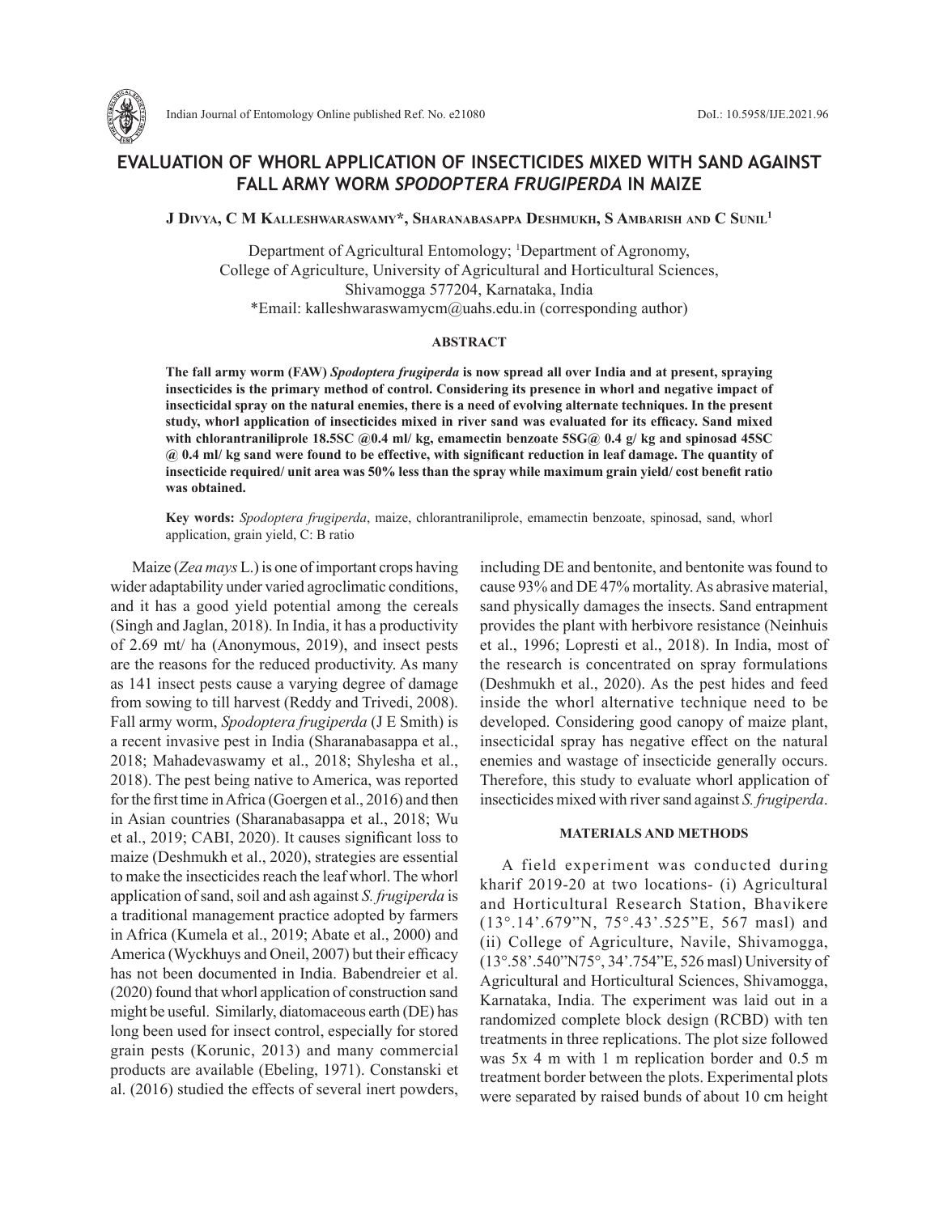# EVALUATION OF WHORL APPLICATION OF INSECTICIDES MIXED WITH SAND AGAINST FALL ARMY WORM *SPODOPTERA FRUGIPERDA* IN MAIZE

**J Divya, C M Kalleshwaraswamy\*, Sharanabasappa Deshmukh, S Ambarish and C Sunil[1]**

Department of Agricultural Entomology; [1]Department of Agronomy,
College of Agriculture, University of Agricultural and Horticultural Sciences,
Shivamogga 577204, Karnataka, India
\*Email: kalleshwaraswamycm@uahs.edu.in (corresponding author)

## ABSTRACT

**The fall army worm (FAW) *Spodoptera frugiperda* is now spread all over India and at present, spraying insecticides is the primary method of control. Considering its presence in whorl and negative impact of insecticidal spray on the natural enemies, there is a need of evolving alternate techniques. In the present study, whorl application of insecticides mixed in river sand was evaluated for its efficacy. Sand mixed with chlorantraniliprole 18.5SC @0.4 ml/ kg, emamectin benzoate 5SG@ 0.4 g/ kg and spinosad 45SC @ 0.4 ml/ kg sand were found to be effective, with significant reduction in leaf damage. The quantity of insecticide required/ unit area was 50% less than the spray while maximum grain yield/ cost benefit ratio was obtained.**

**Key words:** *Spodoptera frugiperda*, maize, chlorantraniliprole, emamectin benzoate, spinosad, sand, whorl application, grain yield, C: B ratio

Maize (*Zea mays* L.) is one of important crops having wider adaptability under varied agroclimatic conditions, and it has a good yield potential among the cereals (Singh and Jaglan, 2018). In India, it has a productivity of 2.69 mt/ ha (Anonymous, 2019), and insect pests are the reasons for the reduced productivity. As many as 141 insect pests cause a varying degree of damage from sowing to till harvest (Reddy and Trivedi, 2008). Fall army worm, *Spodoptera frugiperda* (J E Smith) is a recent invasive pest in India (Sharanabasappa et al., 2018; Mahadevaswamy et al., 2018; Shylesha et al., 2018). The pest being native to America, was reported for the first time in Africa (Goergen et al., 2016) and then in Asian countries (Sharanabasappa et al., 2018; Wu et al., 2019; CABI, 2020). It causes significant loss to maize (Deshmukh et al., 2020), strategies are essential to make the insecticides reach the leaf whorl. The whorl application of sand, soil and ash against *S. frugiperda* is a traditional management practice adopted by farmers in Africa (Kumela et al., 2019; Abate et al., 2000) and America (Wyckhuys and Oneil, 2007) but their efficacy has not been documented in India. Babendreier et al. (2020) found that whorl application of construction sand might be useful. Similarly, diatomaceous earth (DE) has long been used for insect control, especially for stored grain pests (Korunic, 2013) and many commercial products are available (Ebeling, 1971). Constanski et al. (2016) studied the effects of several inert powders, including DE and bentonite, and bentonite was found to cause 93% and DE 47% mortality. As abrasive material, sand physically damages the insects. Sand entrapment provides the plant with herbivore resistance (Neinhuis et al., 1996; Lopresti et al., 2018). In India, most of the research is concentrated on spray formulations (Deshmukh et al., 2020). As the pest hides and feed inside the whorl alternative technique need to be developed. Considering good canopy of maize plant, insecticidal spray has negative effect on the natural enemies and wastage of insecticide generally occurs. Therefore, this study to evaluate whorl application of insecticides mixed with river sand against *S. frugiperda*.

## MATERIALS AND METHODS

A field experiment was conducted during kharif 2019-20 at two locations- (i) Agricultural and Horticultural Research Station, Bhavikere (13°.14'.679"N, 75°.43'.525"E, 567 masl) and (ii) College of Agriculture, Navile, Shivamogga, (13°.58'.540"N75°, 34'.754"E, 526 masl) University of Agricultural and Horticultural Sciences, Shivamogga, Karnataka, India. The experiment was laid out in a randomized complete block design (RCBD) with ten treatments in three replications. The plot size followed was 5x 4 m with 1 m replication border and 0.5 m treatment border between the plots. Experimental plots were separated by raised bunds of about 10 cm height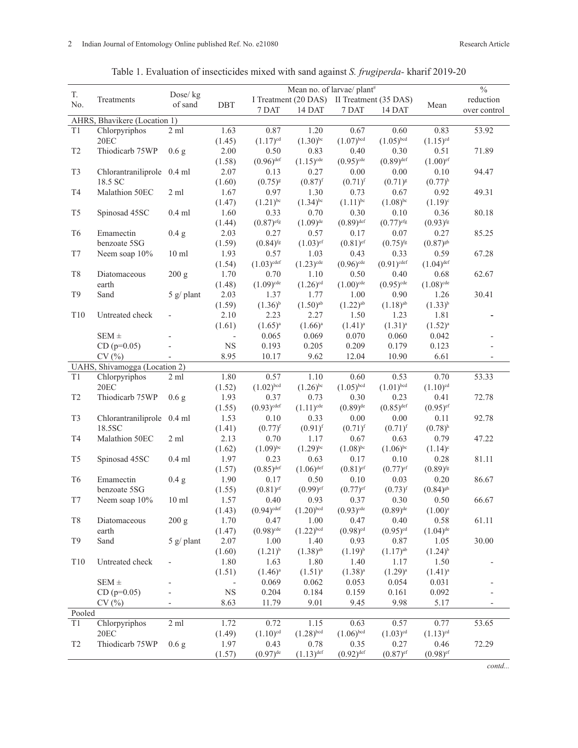Table 1. Evaluation of insecticides mixed with sand against *S. frugiperda*- kharif 2019-20

| T. No. | Treatments | Dose/ kg of sand | DBT | Mean no. of larvae/ plant[#] I Treatment (20 DAS) 7 DAT | I Treatment (20 DAS) 14 DAT | II Treatment (35 DAS) 7 DAT | II Treatment (35 DAS) 14 DAT | Mean | % reduction over control |
|---|---|---|---|---|---|---|---|---|---|
| **AHRS, Bhavikere (Location 1)** | | | | | | | | | |
| T1 | Chlorpyriphos 20EC | 2 ml | 1.63 (1.45) | 0.87 (1.17)[cd] | 1.20 (1.30)[bc] | 0.67 (1.07)[bcd] | 0.60 (1.05)[bcd] | 0.83 (1.15)[cd] | 53.92 |
| T2 | Thiodicarb 75WP | 0.6 g | 2.00 (1.58) | 0.50 (0.96)[def] | 0.83 (1.15)[cde] | 0.40 (0.95)[cde] | 0.30 (0.89)[def] | 0.51 (1.00)[ef] | 71.89 |
| T3 | Chlorantraniliprole 18.5 SC | 0.4 ml | 2.07 (1.60) | 0.13 (0.75)[g] | 0.27 (0.87)[f] | 0.00 (0.71)[f] | 0.00 (0.71)[g] | 0.10 (0.77)[h] | 94.47 |
| T4 | Malathion 50EC | 2 ml | 1.67 (1.47) | 0.97 (1.21)[bc] | 1.30 (1.34)[bc] | 0.73 (1.11)[bc] | 0.67 (1.08)[bc] | 0.92 (1.19)[c] | 49.31 |
| T5 | Spinosad 45SC | 0.4 ml | 1.60 (1.44) | 0.33 (0.87)[efg] | 0.70 (1.09)[de] | 0.30 (0.89)[def] | 0.10 (0.77)[efg] | 0.36 (0.93)[fg] | 80.18 |
| T6 | Emamectin benzoate 5SG | 0.4 g | 2.03 (1.59) | 0.27 (0.84)[fg] | 0.57 (1.03)[ef] | 0.17 (0.81)[ef] | 0.07 (0.75)[fg] | 0.27 (0.87)[gh] | 85.25 |
| T7 | Neem soap 10% | 10 ml | 1.93 (1.54) | 0.57 (1.03)[cdef] | 1.03 (1.23)[cde] | 0.43 (0.96)[cde] | 0.33 (0.91)[cdef] | 0.59 (1.04)[def] | 67.28 |
| T8 | Diatomaceous earth | 200 g | 1.70 (1.48) | 0.70 (1.09)[cde] | 1.10 (1.26)[cd] | 0.50 (1.00)[cde] | 0.40 (0.95)[cde] | 0.68 (1.08)[cde] | 62.67 |
| T9 | Sand | 5 g/ plant | 2.03 (1.59) | 1.37 (1.36)[b] | 1.77 (1.50)[ab] | 1.00 (1.22)[ab] | 0.90 (1.18)[ab] | 1.26 (1.33)[b] | 30.41 |
| T10 | Untreated check | - | 2.10 (1.61) | 2.23 (1.65)[a] | 2.27 (1.66)[a] | 1.50 (1.41)[a] | 1.23 (1.31)[a] | 1.81 (1.52)[a] | - |
| | SEM ± | - | - | 0.065 | 0.069 | 0.070 | 0.060 | 0.042 | - |
| | CD (p=0.05) | - | NS | 0.193 | 0.205 | 0.209 | 0.179 | 0.123 | - |
| | CV (%) | - | 8.95 | 10.17 | 9.62 | 12.04 | 10.90 | 6.61 | - |
| **UAHS, Shivamogga (Location 2)** | | | | | | | | | |
| T1 | Chlorpyriphos 20EC | 2 ml | 1.80 (1.52) | 0.57 (1.02)[bcd] | 1.10 (1.26)[bc] | 0.60 (1.05)[bcd] | 0.53 (1.01)[bcd] | 0.70 (1.10)[cd] | 53.33 |
| T2 | Thiodicarb 75WP | 0.6 g | 1.93 (1.55) | 0.37 (0.93)[cdef] | 0.73 (1.11)[cde] | 0.30 (0.89)[de] | 0.23 (0.85)[def] | 0.41 (0.95)[ef] | 72.78 |
| T3 | Chlorantraniliprole 18.5SC | 0.4 ml | 1.53 (1.41) | 0.10 (0.77)[f] | 0.33 (0.91)[f] | 0.00 (0.71)[f] | 0.00 (0.71)[f] | 0.11 (0.78)[h] | 92.78 |
| T4 | Malathion 50EC | 2 ml | 2.13 (1.62) | 0.70 (1.09)[bc] | 1.17 (1.29)[bc] | 0.67 (1.08)[bc] | 0.63 (1.06)[bc] | 0.79 (1.14)[c] | 47.22 |
| T5 | Spinosad 45SC | 0.4 ml | 1.97 (1.57) | 0.23 (0.85)[def] | 0.63 (1.06)[def] | 0.17 (0.81)[ef] | 0.10 (0.77)[ef] | 0.28 (0.89)[fg] | 81.11 |
| T6 | Emamectin benzoate 5SG | 0.4 g | 1.90 (1.55) | 0.17 (0.81)[ef] | 0.50 (0.99)[ef] | 0.10 (0.77)[ef] | 0.03 (0.73)[f] | 0.20 (0.84)[gh] | 86.67 |
| T7 | Neem soap 10% | 10 ml | 1.57 (1.43) | 0.40 (0.94)[cdef] | 0.93 (1.20)[bcd] | 0.37 (0.93)[cde] | 0.30 (0.89)[de] | 0.50 (1.00)[e] | 66.67 |
| T8 | Diatomaceous earth | 200 g | 1.70 (1.47) | 0.47 (0.98)[cde] | 1.00 (1.22)[bcd] | 0.47 (0.98)[cd] | 0.40 (0.95)[cd] | 0.58 (1.04)[de] | 61.11 |
| T9 | Sand | 5 g/ plant | 2.07 (1.60) | 1.00 (1.21)[b] | 1.40 (1.38)[ab] | 0.93 (1.19)[b] | 0.87 (1.17)[ab] | 1.05 (1.24)[b] | 30.00 |
| T10 | Untreated check | - | 1.80 (1.51) | 1.63 (1.46)[a] | 1.80 (1.51)[a] | 1.40 (1.38)[a] | 1.17 (1.29)[a] | 1.50 (1.41)[a] | - |
| | SEM ± | - | - | 0.069 | 0.062 | 0.053 | 0.054 | 0.031 | - |
| | CD (p=0.05) | - | NS | 0.204 | 0.184 | 0.159 | 0.161 | 0.092 | - |
| | CV (%) | - | 8.63 | 11.79 | 9.01 | 9.45 | 9.98 | 5.17 | - |
| **Pooled** | | | | | | | | | |
| T1 | Chlorpyriphos 20EC | 2 ml | 1.72 (1.49) | 0.72 (1.10)[cd] | 1.15 (1.28)[bcd] | 0.63 (1.06)[bcd] | 0.57 (1.03)[cd] | 0.77 (1.13)[cd] | 53.65 |
| T2 | Thiodicarb 75WP | 0.6 g | 1.97 (1.57) | 0.43 (0.97)[de] | 0.78 (1.13)[def] | 0.35 (0.92)[def] | 0.27 (0.87)[ef] | 0.46 (0.98)[ef] | 72.29 |

*contd...*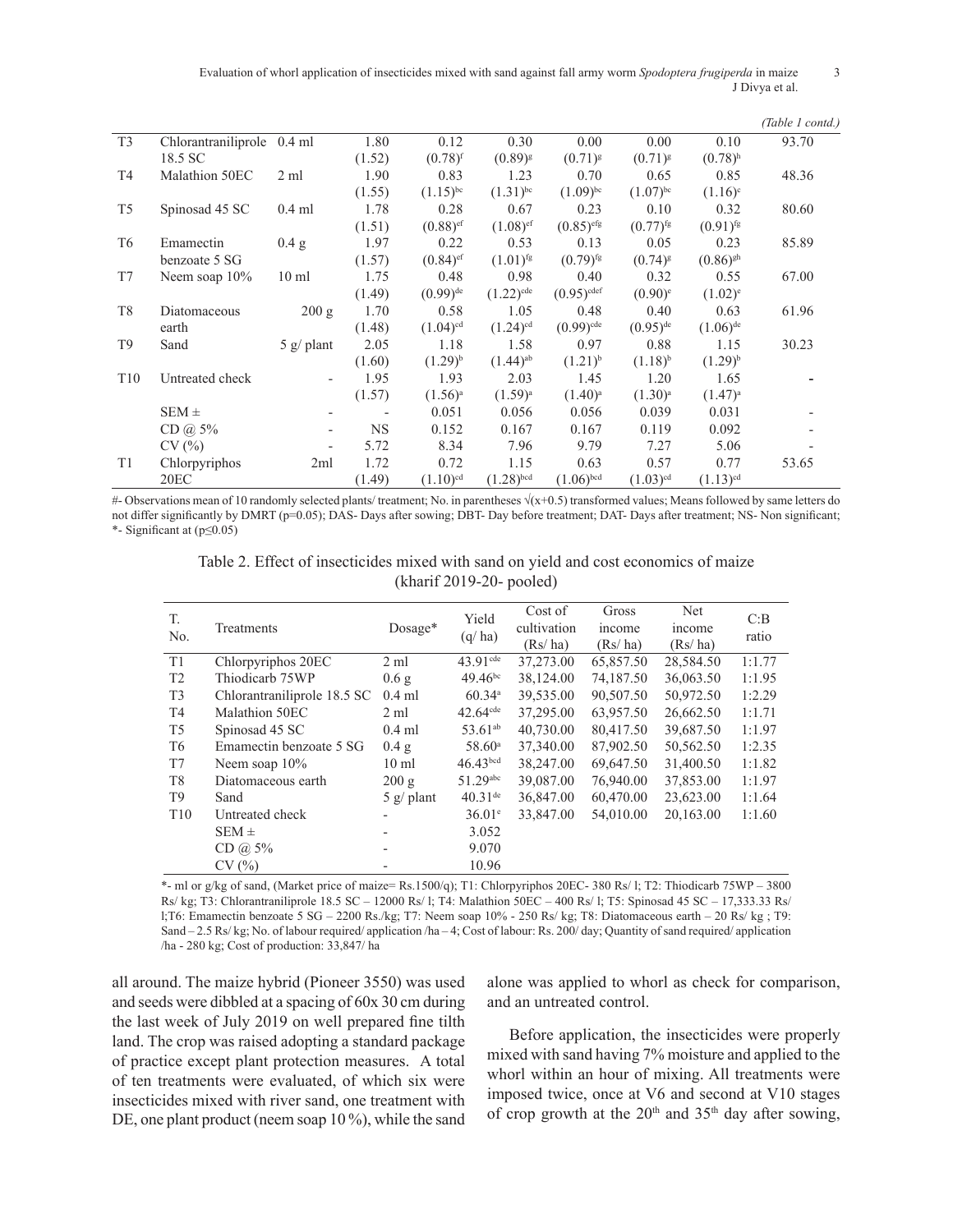*(Table 1 contd.)*

| | | | | | | | | | |
|---|---|---|---|---|---|---|---|---|---|
| T3 | Chlorantraniliprole 18.5 SC | 0.4 ml | 1.80 (1.52) | 0.12 (0.78)[f] | 0.30 (0.89)[g] | 0.00 (0.71)[g] | 0.00 (0.71)[g] | 0.10 (0.78)[h] | 93.70 |
| T4 | Malathion 50EC | 2 ml | 1.90 (1.55) | 0.83 (1.15)[bc] | 1.23 (1.31)[bc] | 0.70 (1.09)[bc] | 0.65 (1.07)[bc] | 0.85 (1.16)[c] | 48.36 |
| T5 | Spinosad 45 SC | 0.4 ml | 1.78 (1.51) | 0.28 (0.88)[ef] | 0.67 (1.08)[ef] | 0.23 (0.85)[efg] | 0.10 (0.77)[fg] | 0.32 (0.91)[fg] | 80.60 |
| T6 | Emamectin benzoate 5 SG | 0.4 g | 1.97 (1.57) | 0.22 (0.84)[ef] | 0.53 (1.01)[fg] | 0.13 (0.79)[fg] | 0.05 (0.74)[g] | 0.23 (0.86)[gh] | 85.89 |
| T7 | Neem soap 10% | 10 ml | 1.75 (1.49) | 0.48 (0.99)[de] | 0.98 (1.22)[cde] | 0.40 (0.95)[cdef] | 0.32 (0.90)[e] | 0.55 (1.02)[e] | 67.00 |
| T8 | Diatomaceous earth | 200 g | 1.70 (1.48) | 0.58 (1.04)[cd] | 1.05 (1.24)[cd] | 0.48 (0.99)[cde] | 0.40 (0.95)[de] | 0.63 (1.06)[de] | 61.96 |
| T9 | Sand | 5 g/ plant | 2.05 (1.60) | 1.18 (1.29)[b] | 1.58 (1.44)[ab] | 0.97 (1.21)[b] | 0.88 (1.18)[b] | 1.15 (1.29)[b] | 30.23 |
| T10 | Untreated check | - | 1.95 (1.57) | 1.93 (1.56)[a] | 2.03 (1.59)[a] | 1.45 (1.40)[a] | 1.20 (1.30)[a] | 1.65 (1.47)[a] | - |
| | SEM ± | - | - | 0.051 | 0.056 | 0.056 | 0.039 | 0.031 | - |
| | CD @ 5% | - | NS | 0.152 | 0.167 | 0.167 | 0.119 | 0.092 | - |
| | CV (%) | - | 5.72 | 8.34 | 7.96 | 9.79 | 7.27 | 5.06 | - |
| T1 | Chlorpyriphos 20EC | 2ml | 1.72 (1.49) | 0.72 (1.10)[cd] | 1.15 (1.28)[bcd] | 0.63 (1.06)[bcd] | 0.57 (1.03)[cd] | 0.77 (1.13)[cd] | 53.65 |

#- Observations mean of 10 randomly selected plants/ treatment; No. in parentheses √(x+0.5) transformed values; Means followed by same letters do not differ significantly by DMRT (p=0.05); DAS- Days after sowing; DBT- Day before treatment; DAT- Days after treatment; NS- Non significant; *- Significant at (p≤0.05)

Table 2. Effect of insecticides mixed with sand on yield and cost economics of maize (kharif 2019-20- pooled)

| T. No. | Treatments | Dosage* | Yield (q/ ha) | Cost of cultivation (Rs/ ha) | Gross income (Rs/ ha) | Net income (Rs/ ha) | C:B ratio |
|---|---|---|---|---|---|---|---|
| T1 | Chlorpyriphos 20EC | 2 ml | 43.91[cde] | 37,273.00 | 65,857.50 | 28,584.50 | 1:1.77 |
| T2 | Thiodicarb 75WP | 0.6 g | 49.46[bc] | 38,124.00 | 74,187.50 | 36,063.50 | 1:1.95 |
| T3 | Chlorantraniliprole 18.5 SC | 0.4 ml | 60.34[a] | 39,535.00 | 90,507.50 | 50,972.50 | 1:2.29 |
| T4 | Malathion 50EC | 2 ml | 42.64[cde] | 37,295.00 | 63,957.50 | 26,662.50 | 1:1.71 |
| T5 | Spinosad 45 SC | 0.4 ml | 53.61[ab] | 40,730.00 | 80,417.50 | 39,687.50 | 1:1.97 |
| T6 | Emamectin benzoate 5 SG | 0.4 g | 58.60[a] | 37,340.00 | 87,902.50 | 50,562.50 | 1:2.35 |
| T7 | Neem soap 10% | 10 ml | 46.43[bcd] | 38,247.00 | 69,647.50 | 31,400.50 | 1:1.82 |
| T8 | Diatomaceous earth | 200 g | 51.29[abc] | 39,087.00 | 76,940.00 | 37,853.00 | 1:1.97 |
| T9 | Sand | 5 g/ plant | 40.31[de] | 36,847.00 | 60,470.00 | 23,623.00 | 1:1.64 |
| T10 | Untreated check | - | 36.01[e] | 33,847.00 | 54,010.00 | 20,163.00 | 1:1.60 |
| | SEM ± | - | 3.052 | | | | |
| | CD @ 5% | - | 9.070 | | | | |
| | CV (%) | - | 10.96 | | | | |

*- ml or g/kg of sand, (Market price of maize= Rs.1500/q); T1: Chlorpyriphos 20EC- 380 Rs/ l; T2: Thiodicarb 75WP – 3800 Rs/ kg; T3: Chlorantraniliprole 18.5 SC – 12000 Rs/ l; T4: Malathion 50EC – 400 Rs/ l; T5: Spinosad 45 SC – 17,333.33 Rs/ l;T6: Emamectin benzoate 5 SG – 2200 Rs./kg; T7: Neem soap 10% - 250 Rs/ kg; T8: Diatomaceous earth – 20 Rs/ kg ; T9: Sand – 2.5 Rs/ kg; No. of labour required/ application /ha – 4; Cost of labour: Rs. 200/ day; Quantity of sand required/ application /ha - 280 kg; Cost of production: 33,847/ ha

all around. The maize hybrid (Pioneer 3550) was used and seeds were dibbled at a spacing of 60x 30 cm during the last week of July 2019 on well prepared fine tilth land. The crop was raised adopting a standard package of practice except plant protection measures. A total of ten treatments were evaluated, of which six were insecticides mixed with river sand, one treatment with DE, one plant product (neem soap 10 %), while the sand alone was applied to whorl as check for comparison, and an untreated control.

Before application, the insecticides were properly mixed with sand having 7% moisture and applied to the whorl within an hour of mixing. All treatments were imposed twice, once at V6 and second at V10 stages of crop growth at the 20[th] and 35[th] day after sowing,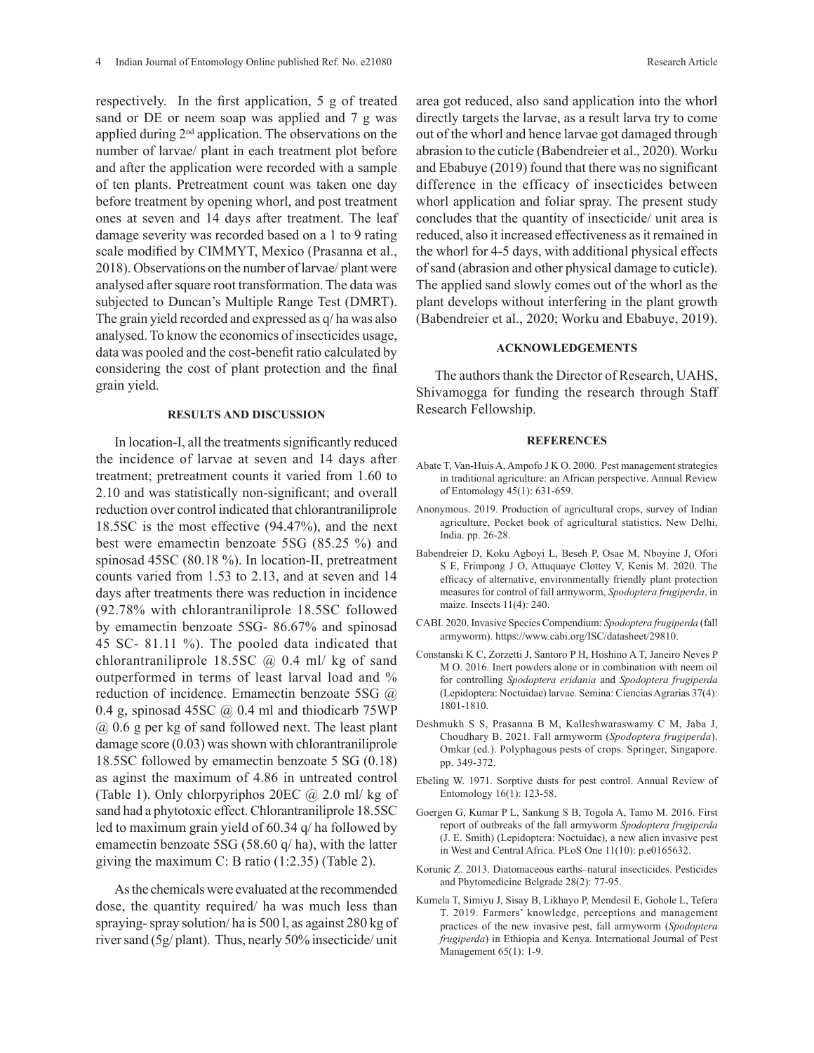respectively. In the first application, 5 g of treated sand or DE or neem soap was applied and 7 g was applied during 2[nd] application. The observations on the number of larvae/ plant in each treatment plot before and after the application were recorded with a sample of ten plants. Pretreatment count was taken one day before treatment by opening whorl, and post treatment ones at seven and 14 days after treatment. The leaf damage severity was recorded based on a 1 to 9 rating scale modified by CIMMYT, Mexico (Prasanna et al., 2018). Observations on the number of larvae/ plant were analysed after square root transformation. The data was subjected to Duncan's Multiple Range Test (DMRT). The grain yield recorded and expressed as q/ ha was also analysed. To know the economics of insecticides usage, data was pooled and the cost-benefit ratio calculated by considering the cost of plant protection and the final grain yield.

## RESULTS AND DISCUSSION

In location-I, all the treatments significantly reduced the incidence of larvae at seven and 14 days after treatment; pretreatment counts it varied from 1.60 to 2.10 and was statistically non-significant; and overall reduction over control indicated that chlorantraniliprole 18.5SC is the most effective (94.47%), and the next best were emamectin benzoate 5SG (85.25 %) and spinosad 45SC (80.18 %). In location-II, pretreatment counts varied from 1.53 to 2.13, and at seven and 14 days after treatments there was reduction in incidence (92.78% with chlorantraniliprole 18.5SC followed by emamectin benzoate 5SG- 86.67% and spinosad 45 SC- 81.11 %). The pooled data indicated that chlorantraniliprole 18.5SC @ 0.4 ml/ kg of sand outperformed in terms of least larval load and % reduction of incidence. Emamectin benzoate 5SG @ 0.4 g, spinosad 45SC @ 0.4 ml and thiodicarb 75WP @ 0.6 g per kg of sand followed next. The least plant damage score (0.03) was shown with chlorantraniliprole 18.5SC followed by emamectin benzoate 5 SG (0.18) as aginst the maximum of 4.86 in untreated control (Table 1). Only chlorpyriphos 20EC @ 2.0 ml/ kg of sand had a phytotoxic effect. Chlorantraniliprole 18.5SC led to maximum grain yield of 60.34 q/ ha followed by emamectin benzoate 5SG (58.60 q/ ha), with the latter giving the maximum C: B ratio (1:2.35) (Table 2).

As the chemicals were evaluated at the recommended dose, the quantity required/ ha was much less than spraying- spray solution/ ha is 500 l, as against 280 kg of river sand (5g/ plant). Thus, nearly 50% insecticide/ unit area got reduced, also sand application into the whorl directly targets the larvae, as a result larva try to come out of the whorl and hence larvae got damaged through abrasion to the cuticle (Babendreier et al., 2020). Worku and Ebabuye (2019) found that there was no significant difference in the efficacy of insecticides between whorl application and foliar spray. The present study concludes that the quantity of insecticide/ unit area is reduced, also it increased effectiveness as it remained in the whorl for 4-5 days, with additional physical effects of sand (abrasion and other physical damage to cuticle). The applied sand slowly comes out of the whorl as the plant develops without interfering in the plant growth (Babendreier et al., 2020; Worku and Ebabuye, 2019).

## ACKNOWLEDGEMENTS

The authors thank the Director of Research, UAHS, Shivamogga for funding the research through Staff Research Fellowship.

## REFERENCES

Abate T, Van-Huis A, Ampofo J K O. 2000. Pest management strategies in traditional agriculture: an African perspective. Annual Review of Entomology 45(1): 631-659.

Anonymous. 2019. Production of agricultural crops, survey of Indian agriculture, Pocket book of agricultural statistics. New Delhi, India. pp. 26-28.

Babendreier D, Koku Agboyi L, Beseh P, Osae M, Nboyine J, Ofori S E, Frimpong J O, Attuquaye Clottey V, Kenis M. 2020. The efficacy of alternative, environmentally friendly plant protection measures for control of fall armyworm, *Spodoptera frugiperda*, in maize. Insects 11(4): 240.

CABI. 2020. Invasive Species Compendium: *Spodoptera frugiperda* (fall armyworm). https://www.cabi.org/ISC/datasheet/29810.

Constanski K C, Zorzetti J, Santoro P H, Hoshino A T, Janeiro Neves P M O. 2016. Inert powders alone or in combination with neem oil for controlling *Spodoptera eridania* and *Spodoptera frugiperda* (Lepidoptera: Noctuidae) larvae. Semina: Ciencias Agrarias 37(4): 1801-1810.

Deshmukh S S, Prasanna B M, Kalleshwaraswamy C M, Jaba J, Choudhary B. 2021. Fall armyworm (*Spodoptera frugiperda*). Omkar (ed.). Polyphagous pests of crops. Springer, Singapore. pp. 349-372.

Ebeling W. 1971. Sorptive dusts for pest control. Annual Review of Entomology 16(1): 123-58.

Goergen G, Kumar P L, Sankung S B, Togola A, Tamo M. 2016. First report of outbreaks of the fall armyworm *Spodoptera frugiperda* (J. E. Smith) (Lepidoptera: Noctuidae), a new alien invasive pest in West and Central Africa. PLoS One 11(10): p.e0165632.

Korunic Z. 2013. Diatomaceous earths–natural insecticides. Pesticides and Phytomedicine Belgrade 28(2): 77-95.

Kumela T, Simiyu J, Sisay B, Likhayo P, Mendesil E, Gohole L, Tefera T. 2019. Farmers' knowledge, perceptions and management practices of the new invasive pest, fall armyworm (*Spodoptera frugiperda*) in Ethiopia and Kenya. International Journal of Pest Management 65(1): 1-9.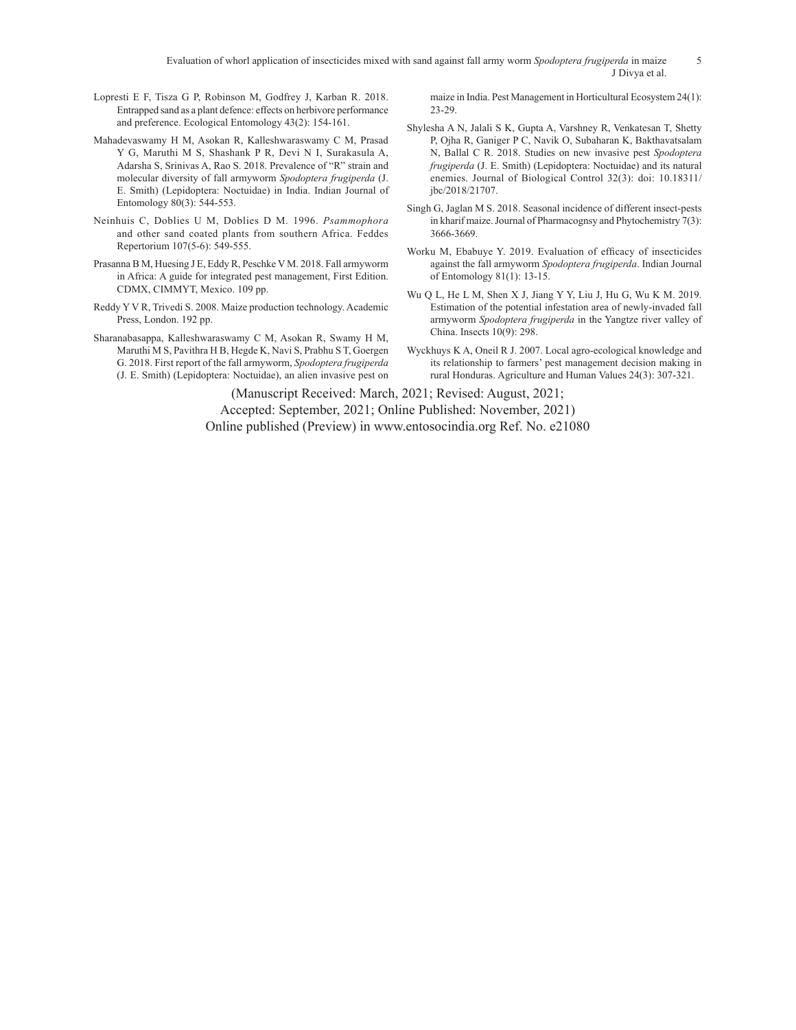Lopresti E F, Tisza G P, Robinson M, Godfrey J, Karban R. 2018. Entrapped sand as a plant defence: effects on herbivore performance and preference. Ecological Entomology 43(2): 154-161.

Mahadevaswamy H M, Asokan R, Kalleshwaraswamy C M, Prasad Y G, Maruthi M S, Shashank P R, Devi N I, Surakasula A, Adarsha S, Srinivas A, Rao S. 2018. Prevalence of "R" strain and molecular diversity of fall armyworm *Spodoptera frugiperda* (J. E. Smith) (Lepidoptera: Noctuidae) in India. Indian Journal of Entomology 80(3): 544-553.

Neinhuis C, Doblies U M, Doblies D M. 1996. *Psammophora* and other sand coated plants from southern Africa. Feddes Repertorium 107(5-6): 549-555.

Prasanna B M, Huesing J E, Eddy R, Peschke V M. 2018. Fall armyworm in Africa: A guide for integrated pest management, First Edition. CDMX, CIMMYT, Mexico. 109 pp.

Reddy Y V R, Trivedi S. 2008. Maize production technology. Academic Press, London. 192 pp.

Sharanabasappa, Kalleshwaraswamy C M, Asokan R, Swamy H M, Maruthi M S, Pavithra H B, Hegde K, Navi S, Prabhu S T, Goergen G. 2018. First report of the fall armyworm, *Spodoptera frugiperda* (J. E. Smith) (Lepidoptera: Noctuidae), an alien invasive pest on maize in India. Pest Management in Horticultural Ecosystem 24(1): 23-29.

Shylesha A N, Jalali S K, Gupta A, Varshney R, Venkatesan T, Shetty P, Ojha R, Ganiger P C, Navik O, Subaharan K, Bakthavatsalam N, Ballal C R. 2018. Studies on new invasive pest *Spodoptera frugiperda* (J. E. Smith) (Lepidoptera: Noctuidae) and its natural enemies. Journal of Biological Control 32(3): doi: 10.18311/jbc/2018/21707.

Singh G, Jaglan M S. 2018. Seasonal incidence of different insect-pests in kharif maize. Journal of Pharmacognsy and Phytochemistry 7(3): 3666-3669.

Worku M, Ebabuye Y. 2019. Evaluation of efficacy of insecticides against the fall armyworm *Spodoptera frugiperda*. Indian Journal of Entomology 81(1): 13-15.

Wu Q L, He L M, Shen X J, Jiang Y Y, Liu J, Hu G, Wu K M. 2019. Estimation of the potential infestation area of newly-invaded fall armyworm *Spodoptera frugiperda* in the Yangtze river valley of China. Insects 10(9): 298.

Wyckhuys K A, Oneil R J. 2007. Local agro-ecological knowledge and its relationship to farmers' pest management decision making in rural Honduras. Agriculture and Human Values 24(3): 307-321.

(Manuscript Received: March, 2021; Revised: August, 2021;
Accepted: September, 2021; Online Published: November, 2021)
Online published (Preview) in www.entosocindia.org Ref. No. e21080